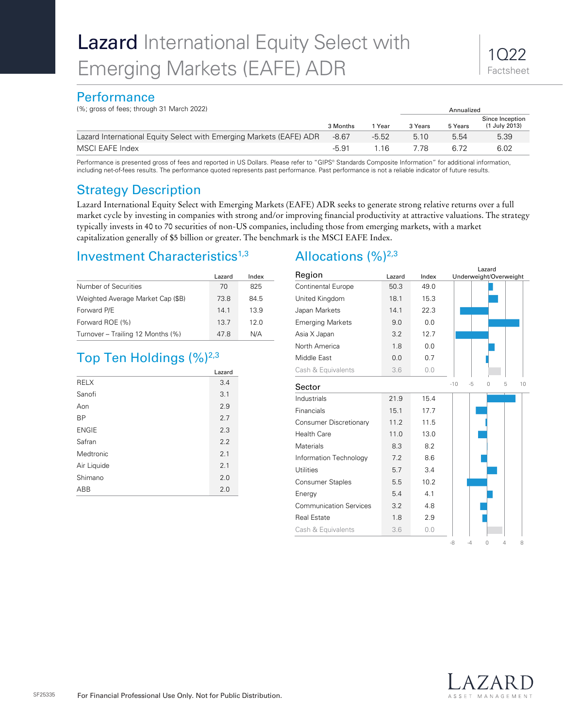# Lazard International Equity Select with Emerging Markets (EAFE) ADR

1Q22 Factsheet

## Performance

(%; gross of fees; through 31 March 2022)

| | 3 Months | 1 Year | Annualized 3 Years | 5 Years | Since Inception (1 July 2013) |
|---|---|---|---|---|---|
| Lazard International Equity Select with Emerging Markets (EAFE) ADR | -8.67 | -5.52 | 5.10 | 5.54 | 5.39 |
| MSCI EAFE Index | -5.91 | 1.16 | 7.78 | 6.72 | 6.02 |

Performance is presented gross of fees and reported in US Dollars. Please refer to "GIPS® Standards Composite Information" for additional information, including net-of-fees results. The performance quoted represents past performance. Past performance is not a reliable indicator of future results.

## Strategy Description

Lazard International Equity Select with Emerging Markets (EAFE) ADR seeks to generate strong relative returns over a full market cycle by investing in companies with strong and/or improving financial productivity at attractive valuations. The strategy typically invests in 40 to 70 securities of non-US companies, including those from emerging markets, with a market capitalization generally of $5 billion or greater. The benchmark is the MSCI EAFE Index.

## Investment Characteristics[1,3]

| | Lazard | Index |
|---|---|---|
| Number of Securities | 70 | 825 |
| Weighted Average Market Cap ($B) | 73.8 | 84.5 |
| Forward P/E | 14.1 | 13.9 |
| Forward ROE (%) | 13.7 | 12.0 |
| Turnover – Trailing 12 Months (%) | 47.8 | N/A |

## Top Ten Holdings (%)[2,3]

| | Lazard |
|---|---|
| RELX | 3.4 |
| Sanofi | 3.1 |
| Aon | 2.9 |
| BP | 2.7 |
| ENGIE | 2.3 |
| Safran | 2.2 |
| Medtronic | 2.1 |
| Air Liquide | 2.1 |
| Shimano | 2.0 |
| ABB | 2.0 |

## Allocations (%)[2,3]

| Region | Lazard | Index |
|---|---|---|
| Continental Europe | 50.3 | 49.0 |
| United Kingdom | 18.1 | 15.3 |
| Japan Markets | 14.1 | 22.3 |
| Emerging Markets | 9.0 | 0.0 |
| Asia X Japan | 3.2 | 12.7 |
| North America | 1.8 | 0.0 |
| Middle East | 0.0 | 0.7 |
| Cash & Equivalents | 3.6 | 0.0 |

| Sector | Lazard | Index |
|---|---|---|
| Industrials | 21.9 | 15.4 |
| Financials | 15.1 | 17.7 |
| Consumer Discretionary | 11.2 | 11.5 |
| Health Care | 11.0 | 13.0 |
| Materials | 8.3 | 8.2 |
| Information Technology | 7.2 | 8.6 |
| Utilities | 5.7 | 3.4 |
| Consumer Staples | 5.5 | 10.2 |
| Energy | 5.4 | 4.1 |
| Communication Services | 3.2 | 4.8 |
| Real Estate | 1.8 | 2.9 |
| Cash & Equivalents | 3.6 | 0.0 |

For Financial Professional Use Only. Not for Public Distribution.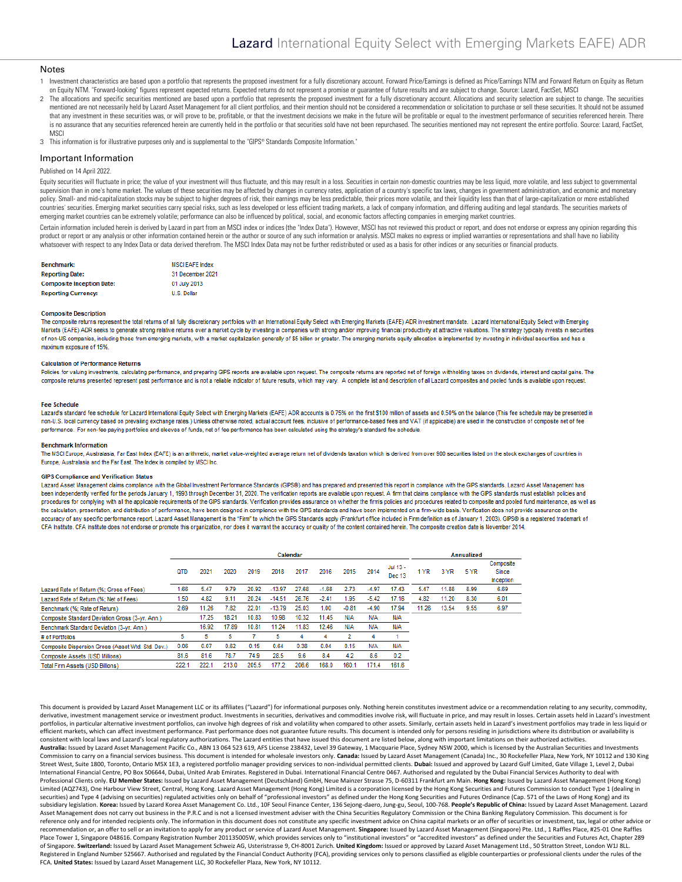## Notes

1. Investment characteristics are based upon a portfolio that represents the proposed investment for a fully discretionary account. Forward Price/Earnings is defined as Price/Earnings NTM and Forward Return on Equity as Return on Equity NTM. "Forward-looking" figures represent expected returns. Expected returns do not represent a promise or guarantee of future results and are subject to change. Source: Lazard, FactSet, MSCI
2. The allocations and specific securities mentioned are based upon a portfolio that represents the proposed investment for a fully discretionary account. Allocations and security selection are subject to change. The securities mentioned are not necessarily held by Lazard Asset Management for all client portfolios, and their mention should not be considered a recommendation or solicitation to purchase or sell these securities. It should not be assumed that any investment in these securities was, or will prove to be, profitable, or that the investment decisions we make in the future will be profitable or equal to the investment performance of securities referenced herein. There is no assurance that any securities referenced herein are currently held in the portfolio or that securities sold have not been repurchased. The securities mentioned may not represent the entire portfolio. Source: Lazard, FactSet, MSCI
3. This information is for illustrative purposes only and is supplemental to the "GIPS® Standards Composite Information."

## Important Information

Published on 14 April 2022.

Equity securities will fluctuate in price; the value of your investment will thus fluctuate, and this may result in a loss. Securities in certain non-domestic countries may be less liquid, more volatile, and less subject to governmental supervision than in one's home market. The values of these securities may be affected by changes in currency rates, application of a country's specific tax laws, changes in government administration, and economic and monetary policy. Small- and mid-capitalization stocks may be subject to higher degrees of risk, their earnings may be less predictable, their prices more volatile, and their liquidity less than that of large-capitalization or more established countries' securities. Emerging market securities carry special risks, such as less developed or less efficient trading markets, a lack of company information, and differing auditing and legal standards. The securities markets of emerging market countries can be extremely volatile; performance can also be influenced by political, social, and economic factors affecting companies in emerging market countries.

Certain information included herein is derived by Lazard in part from an MSCI index or indices (the "Index Data"). However, MSCI has not reviewed this product or report, and does not endorse or express any opinion regarding this product or report or any analysis or other information contained herein or the author or source of any such information or analysis. MSCI makes no express or implied warranties or representations and shall have no liability whatsoever with respect to any Index Data or data derived therefrom. The MSCI Index Data may not be further redistributed or used as a basis for other indices or any securities or financial products.

| | |
|---|---|
| **Benchmark:** | MSCI EAFE Index |
| **Reporting Date:** | 31 December 2021 |
| **Composite Inception Date:** | 01 July 2013 |
| **Reporting Currency:** | U.S. Dollar |

**Composite Description**

The composite returns represent the total returns of all fully discretionary portfolios with an International Equity Select with Emerging Markets (EAFE) ADR investment mandate. Lazard International Equity Select with Emerging Markets (EAFE) ADR seeks to generate strong relative returns over a market cycle by investing in companies with strong and/or improving financial productivity at attractive valuations. The strategy typically invests in securities of non-US companies, including those from emerging markets, with a market capitalization generally of $5 billion or greater. The emerging markets equity allocation is implemented by investing in individual securities and has a maximum exposure of 15%.

**Calculation of Performance Returns**

Policies for valuing investments, calculating performance, and preparing GIPS reports are available upon request. The composite returns are reported net of foreign withholding taxes on dividends, interest and capital gains. The composite returns presented represent past performance and is not a reliable indicator of future results, which may vary. A complete list and description of all Lazard composites and pooled funds is available upon request.

**Fee Schedule**

Lazard's standard fee schedule for Lazard International Equity Select with Emerging Markets (EAFE) ADR accounts is 0.75% on the first $100 million of assets and 0.50% on the balance (This fee schedule may be presented in non-U.S. local currency based on prevailing exchange rates.) Unless otherwise noted, actual account fees, inclusive of performance-based fees and VAT (if applicable) are used in the construction of composite net of fee performance. For non-fee paying portfolios and sleeves of funds, net of fee performance has been calculated using the strategy's standard fee schedule.

**Benchmark Information**

The MSCI Europe, Australasia, Far East Index (EAFE) is an arithmetic, market value-weighted average return net of dividends taxation which is derived from over 900 securities listed on the stock exchanges of countries in Europe, Australasia and the Far East. The index is compiled by MSCI Inc.

**GIPS Compliance and Verification Status**

Lazard Asset Management claims compliance with the Global Investment Performance Standards (GIPS®) and has prepared and presented this report in compliance with the GIPS standards. Lazard Asset Management has been independently verified for the periods January 1, 1993 through December 31, 2020. The verification reports are available upon request. A firm that claims compliance with the GIPS standards must establish policies and procedures for complying with all the applicable requirements of the GIPS standards. Verification provides assurance on whether the firm's policies and procedures related to composite and pooled fund maintenance, as well as the calculation, presentation, and distribution of performance, have been designed in compliance with the GIPS standards and have been implemented on a firm-wide basis. Verification does not provide assurance on the accuracy of any specific performance report. Lazard Asset Management is the "Firm" to which the GIPS Standards apply (Frankfurt office included in Firm definition as of January 1, 2003). GIPS® is a registered trademark of CFA Institute. CFA Institute does not endorse or promote this organization, nor does it warrant the accuracy or quality of the content contained herein. The composite creation date is November 2014.

| | Calendar | | | | | | | | | | | Annualized | | | |
|---|---|---|---|---|---|---|---|---|---|---|---|---|---|---|---|
| | QTD | 2021 | 2020 | 2019 | 2018 | 2017 | 2016 | 2015 | 2014 | Jul 13 - Dec 13 | 1 YR | 3 YR | 5 YR | Composite Since Inception |
| Lazard Rate of Return (%; Gross of Fees) | 1.66 | 5.47 | 9.79 | 20.92 | -13.97 | 27.68 | -1.68 | 2.73 | -4.97 | 17.43 | 5.47 | 11.88 | 8.99 | 6.69 |
| Lazard Rate of Return (%; Net of Fees) | 1.50 | 4.82 | 9.11 | 20.24 | -14.51 | 26.76 | -2.41 | 1.95 | -5.42 | 17.16 | 4.82 | 11.20 | 8.30 | 6.01 |
| Benchmark (%; Rate of Return) | 2.69 | 11.26 | 7.82 | 22.01 | -13.79 | 25.03 | 1.00 | -0.81 | -4.90 | 17.94 | 11.26 | 13.54 | 9.55 | 6.97 |
| Composite Standard Deviation Gross (3-yr. Ann.) | | 17.25 | 18.21 | 10.83 | 10.98 | 10.32 | 11.45 | N/A | N/A | N/A | | | | |
| Benchmark Standard Deviation (3-yr. Ann.) | | 16.92 | 17.89 | 10.81 | 11.24 | 11.83 | 12.46 | N/A | N/A | N/A | | | | |
| # of Portfolios | 5 | 5 | 5 | 7 | 5 | 4 | 4 | 2 | 4 | 1 | | | | |
| Composite Dispersion Gross (Asset Wtd. Std. Dev.) | 0.06 | 0.07 | 0.62 | 0.15 | 0.64 | 0.38 | 0.04 | 0.15 | N/A | N/A | | | | |
| Composite Assets (USD Millions) | 81.6 | 81.6 | 78.7 | 74.9 | 28.5 | 9.6 | 8.4 | 4.2 | 6.6 | 0.2 | | | | |
| Total Firm Assets (USD Billions) | 222.1 | 222.1 | 213.0 | 205.5 | 177.2 | 206.6 | 168.0 | 160.1 | 171.4 | 161.6 | | | | |

This document is provided by Lazard Asset Management LLC or its affiliates ("Lazard") for informational purposes only. Nothing herein constitutes investment advice or a recommendation relating to any security, commodity, derivative, investment management service or investment product. Investments in securities, derivatives and commodities involve risk, will fluctuate in price, and may result in losses. Certain assets held in Lazard's investment portfolios, in particular alternative investment portfolios, can involve high degrees of risk and volatility when compared to other assets. Similarly, certain assets held in Lazard's investment portfolios may trade in less liquid or efficient markets, which can affect investment performance. Past performance does not guarantee future results. This document is intended only for persons residing in jurisdictions where its distribution or availability is consistent with local laws and Lazard's local regulatory authorizations. The Lazard entities that have issued this document are listed below, along with important limitations on their authorized activities.

**Australia:** Issued by Lazard Asset Management Pacific Co., ABN 13 064 523 619, AFS License 238432, Level 39 Gateway, 1 Macquarie Place, Sydney NSW 2000, which is licensed by the Australian Securities and Investments Commission to carry on a financial services business. This document is intended for wholesale investors only. **Canada:** Issued by Lazard Asset Management (Canada) Inc., 30 Rockefeller Plaza, New York, NY 10112 and 130 King Street West, Suite 1800, Toronto, Ontario M5X 1E3, a registered portfolio manager providing services to non-individual permitted clients. **Dubai:** Issued and approved by Lazard Gulf Limited, Gate Village 1, Level 2, Dubai International Financial Centre, PO Box 506644, Dubai, United Arab Emirates. Registered in Dubai. International Financial Centre 0467. Authorised and regulated by the Dubai Financial Services Authority to deal with Professional Clients only. **EU Member States:** Issued by Lazard Asset Management (Deutschland) GmbH, Neue Mainzer Strasse 75, D-60311 Frankfurt am Main. **Hong Kong:** Issued by Lazard Asset Management (Hong Kong) Limited (AQZ743), One Harbour View Street, Central, Hong Kong. Lazard Asset Management (Hong Kong) Limited is a corporation licensed by the Hong Kong Securities and Futures Commission to conduct Type 1 (dealing in securities) and Type 4 (advising on securities) regulated activities only on behalf of "professional investors" as defined under the Hong Kong Securities and Futures Ordinance (Cap. 571 of the Laws of Hong Kong) and its subsidiary legislation. **Korea:** Issued by Lazard Korea Asset Management Co. Ltd., 10F Seoul Finance Center, 136 Sejong-daero, Jung-gu, Seoul, 100-768. **People's Republic of China:** Issued by Lazard Asset Management. Lazard Asset Management does not carry out business in the P.R.C and is not a licensed investment adviser with the China Securities Regulatory Commission or the China Banking Regulatory Commission. This document is for reference only and for intended recipients only. The information in this document does not constitute any specific investment advice on China capital markets or an offer of securities or investment, tax, legal or other advice or recommendation or, an offer to sell or an invitation to apply for any product or service of Lazard Asset Management. **Singapore:** Issued by Lazard Asset Management (Singapore) Pte. Ltd., 1 Raffles Place, #25-01 One Raffles Place Tower 1, Singapore 048616. Company Registration Number 201135005W, which provides services only to "institutional investors" or "accredited investors" as defined under the Securities and Futures Act, Chapter 289 of Singapore. **Switzerland:** Issued by Lazard Asset Management Schweiz AG, Usteristrasse 9, CH-8001 Zurich. **United Kingdom:** Issued or approved by Lazard Asset Management Ltd., 50 Stratton Street, London W1J 8LL. Registered in England Number 525667. Authorised and regulated by the Financial Conduct Authority (FCA), providing services only to persons classified as eligible counterparties or professional clients under the rules of the FCA. **United States:** Issued by Lazard Asset Management LLC, 30 Rockefeller Plaza, New York, NY 10112.